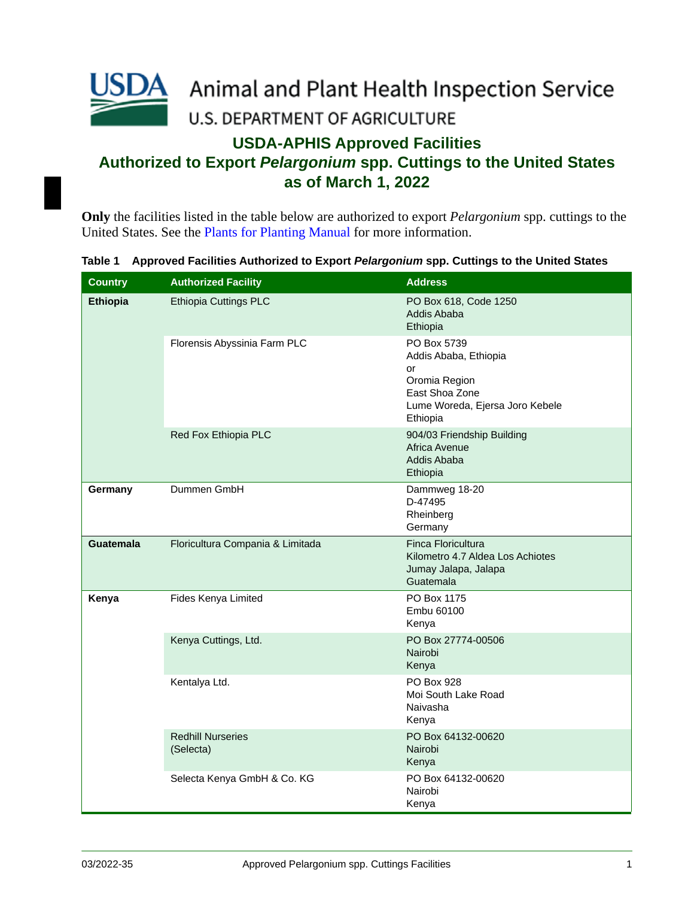Animal and Plant Health Inspection Service
U.S. DEPARTMENT OF AGRICULTURE

# USDA-APHIS Approved Facilities Authorized to Export *Pelargonium* spp. Cuttings to the United States as of March 1, 2022

**Only** the facilities listed in the table below are authorized to export *Pelargonium* spp. cuttings to the United States. See the Plants for Planting Manual for more information.

**Table 1 Approved Facilities Authorized to Export *Pelargonium* spp. Cuttings to the United States**

| Country | Authorized Facility | Address |
|---|---|---|
| **Ethiopia** | Ethiopia Cuttings PLC | PO Box 618, Code 1250<br>Addis Ababa<br>Ethiopia |
| | Florensis Abyssinia Farm PLC | PO Box 5739<br>Addis Ababa, Ethiopia<br>or<br>Oromia Region<br>East Shoa Zone<br>Lume Woreda, Ejersa Joro Kebele<br>Ethiopia |
| | Red Fox Ethiopia PLC | 904/03 Friendship Building<br>Africa Avenue<br>Addis Ababa<br>Ethiopia |
| **Germany** | Dummen GmbH | Dammweg 18-20<br>D-47495<br>Rheinberg<br>Germany |
| **Guatemala** | Floricultura Compania & Limitada | Finca Floricultura<br>Kilometro 4.7 Aldea Los Achiotes<br>Jumay Jalapa, Jalapa<br>Guatemala |
| **Kenya** | Fides Kenya Limited | PO Box 1175<br>Embu 60100<br>Kenya |
| | Kenya Cuttings, Ltd. | PO Box 27774-00506<br>Nairobi<br>Kenya |
| | Kentalya Ltd. | PO Box 928<br>Moi South Lake Road<br>Naivasha<br>Kenya |
| | Redhill Nurseries<br>(Selecta) | PO Box 64132-00620<br>Nairobi<br>Kenya |
| | Selecta Kenya GmbH & Co. KG | PO Box 64132-00620<br>Nairobi<br>Kenya |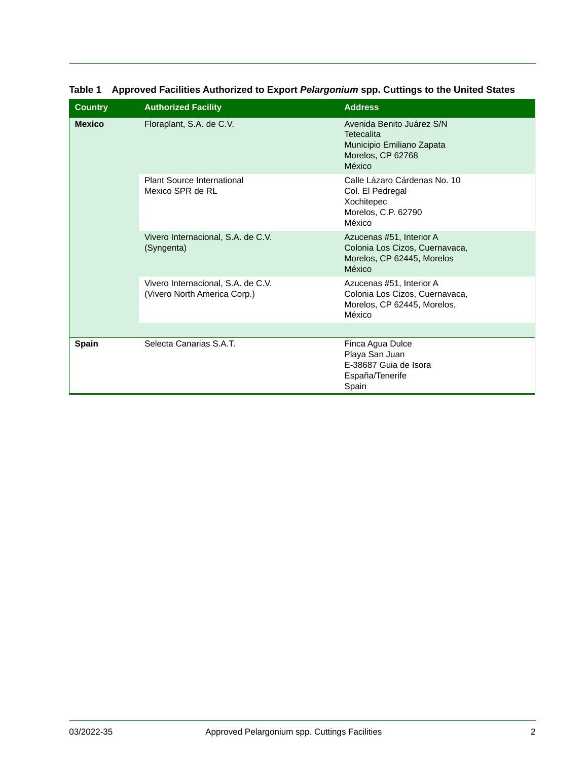**Table 1 Approved Facilities Authorized to Export *Pelargonium* spp. Cuttings to the United States**

| Country | Authorized Facility | Address |
|---|---|---|
| **Mexico** | Floraplant, S.A. de C.V. | Avenida Benito Juárez S/N<br>Tetecalita<br>Municipio Emiliano Zapata<br>Morelos, CP 62768<br>México |
| | Plant Source International<br>Mexico SPR de RL | Calle Lázaro Cárdenas No. 10<br>Col. El Pedregal<br>Xochitepec<br>Morelos, C.P. 62790<br>México |
| | Vivero Internacional, S.A. de C.V.<br>(Syngenta) | Azucenas #51, Interior A<br>Colonia Los Cizos, Cuernavaca,<br>Morelos, CP 62445, Morelos<br>México |
| | Vivero Internacional, S.A. de C.V.<br>(Vivero North America Corp.) | Azucenas #51, Interior A<br>Colonia Los Cizos, Cuernavaca,<br>Morelos, CP 62445, Morelos,<br>México |
| **Spain** | Selecta Canarias S.A.T. | Finca Agua Dulce<br>Playa San Juan<br>E-38687 Guia de Isora<br>España/Tenerife<br>Spain |